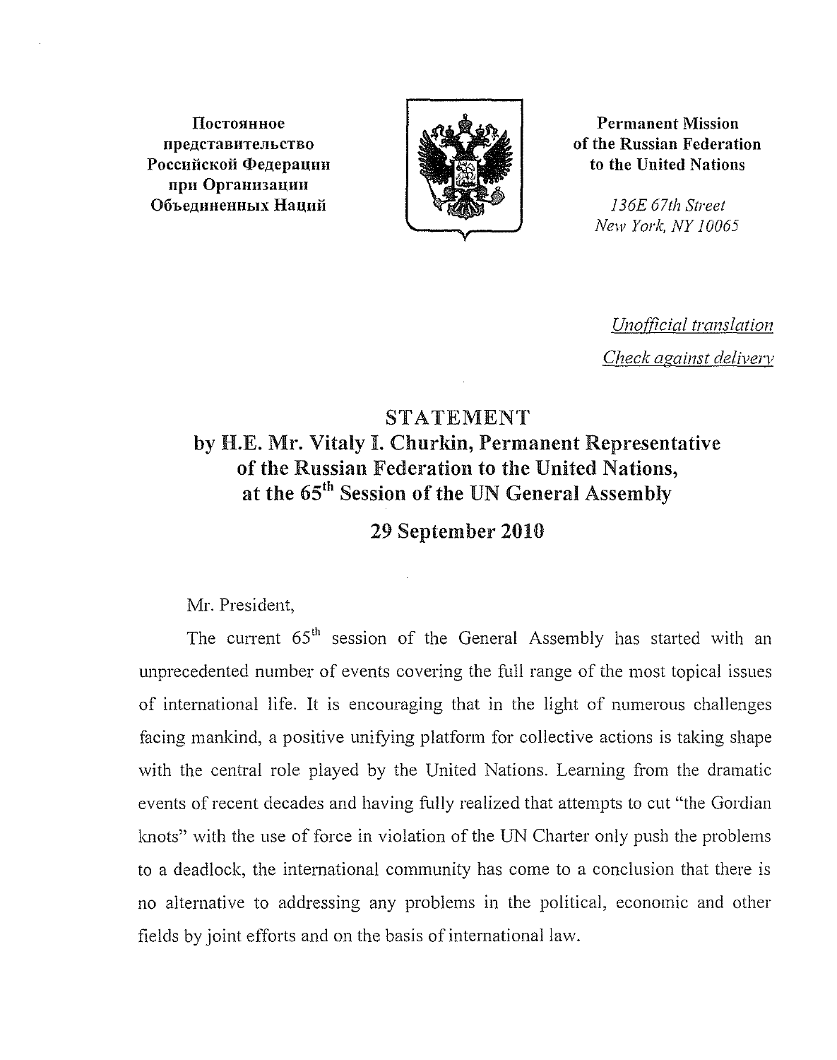**Постоянное представительство Российской Федерации при Организации Объединенных Наций**

**Permanent Mission of the Russian Federation to the United Nations**

*136E 67th Street*
*New York, NY 10065*

*Unofficial translation*

*Check against delivery*

# STATEMENT

## by H.E. Mr. Vitaly I. Churkin, Permanent Representative of the Russian Federation to the United Nations, at the 65th Session of the UN General Assembly

## 29 September 2010

Mr. President,

The current 65th session of the General Assembly has started with an unprecedented number of events covering the full range of the most topical issues of international life. It is encouraging that in the light of numerous challenges facing mankind, a positive unifying platform for collective actions is taking shape with the central role played by the United Nations. Learning from the dramatic events of recent decades and having fully realized that attempts to cut "the Gordian knots" with the use of force in violation of the UN Charter only push the problems to a deadlock, the international community has come to a conclusion that there is no alternative to addressing any problems in the political, economic and other fields by joint efforts and on the basis of international law.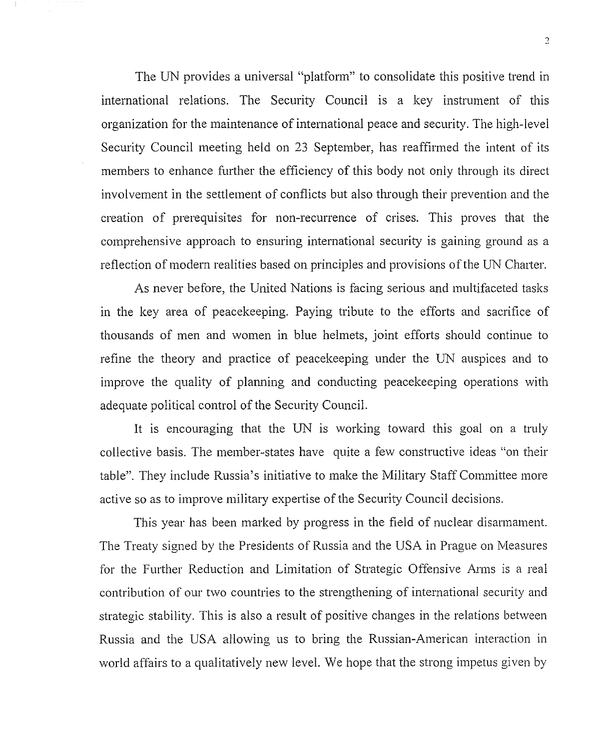The UN provides a universal "platform" to consolidate this positive trend in international relations. The Security Council is a key instrument of this organization for the maintenance of international peace and security. The high-level Security Council meeting held on 23 September, has reaffirmed the intent of its members to enhance further the efficiency of this body not only through its direct involvement in the settlement of conflicts but also through their prevention and the creation of prerequisites for non-recurrence of crises. This proves that the comprehensive approach to ensuring international security is gaining ground as a reflection of modern realities based on principles and provisions of the UN Charter.

As never before, the United Nations is facing serious and multifaceted tasks in the key area of peacekeeping. Paying tribute to the efforts and sacrifice of thousands of men and women in blue helmets, joint efforts should continue to refine the theory and practice of peacekeeping under the UN auspices and to improve the quality of planning and conducting peacekeeping operations with adequate political control of the Security Council.

It is encouraging that the UN is working toward this goal on a truly collective basis. The member-states have quite a few constructive ideas "on their table". They include Russia's initiative to make the Military Staff Committee more active so as to improve military expertise of the Security Council decisions.

This year has been marked by progress in the field of nuclear disarmament. The Treaty signed by the Presidents of Russia and the USA in Prague on Measures for the Further Reduction and Limitation of Strategic Offensive Arms is a real contribution of our two countries to the strengthening of international security and strategic stability. This is also a result of positive changes in the relations between Russia and the USA allowing us to bring the Russian-American interaction in world affairs to a qualitatively new level. We hope that the strong impetus given by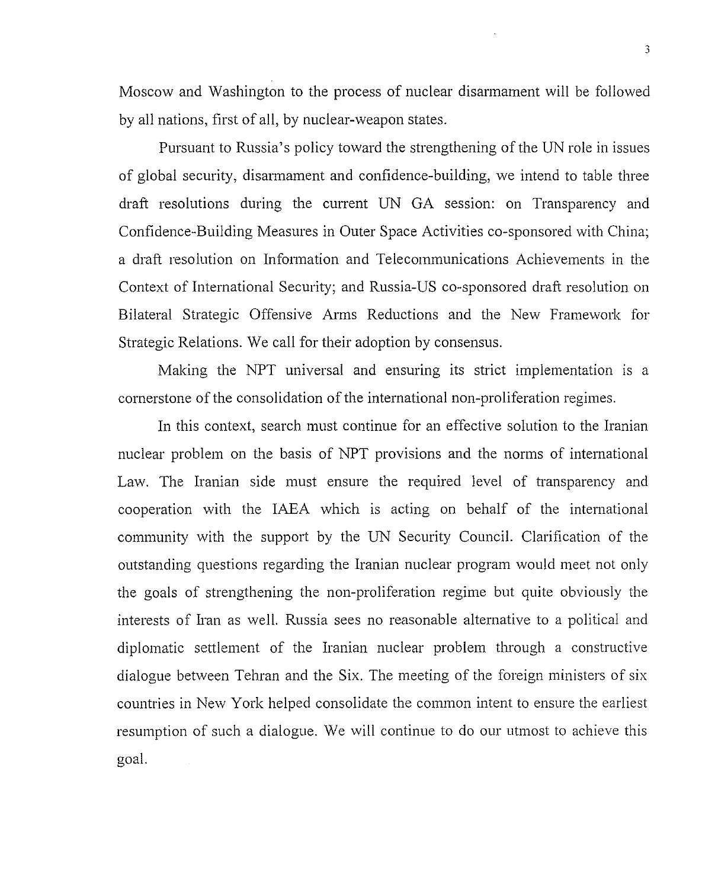Moscow and Washington to the process of nuclear disarmament will be followed by all nations, first of all, by nuclear-weapon states.

Pursuant to Russia's policy toward the strengthening of the UN role in issues of global security, disarmament and confidence-building, we intend to table three draft resolutions during the current UN GA session: on Transparency and Confidence-Building Measures in Outer Space Activities co-sponsored with China; a draft resolution on Information and Telecommunications Achievements in the Context of International Security; and Russia-US co-sponsored draft resolution on Bilateral Strategic Offensive Arms Reductions and the New Framework for Strategic Relations. We call for their adoption by consensus.

Making the NPT universal and ensuring its strict implementation is a cornerstone of the consolidation of the international non-proliferation regimes.

In this context, search must continue for an effective solution to the Iranian nuclear problem on the basis of NPT provisions and the norms of international Law. The Iranian side must ensure the required level of transparency and cooperation with the IAEA which is acting on behalf of the international community with the support by the UN Security Council. Clarification of the outstanding questions regarding the Iranian nuclear program would meet not only the goals of strengthening the non-proliferation regime but quite obviously the interests of Iran as well. Russia sees no reasonable alternative to a political and diplomatic settlement of the Iranian nuclear problem through a constructive dialogue between Tehran and the Six. The meeting of the foreign ministers of six countries in New York helped consolidate the common intent to ensure the earliest resumption of such a dialogue. We will continue to do our utmost to achieve this goal.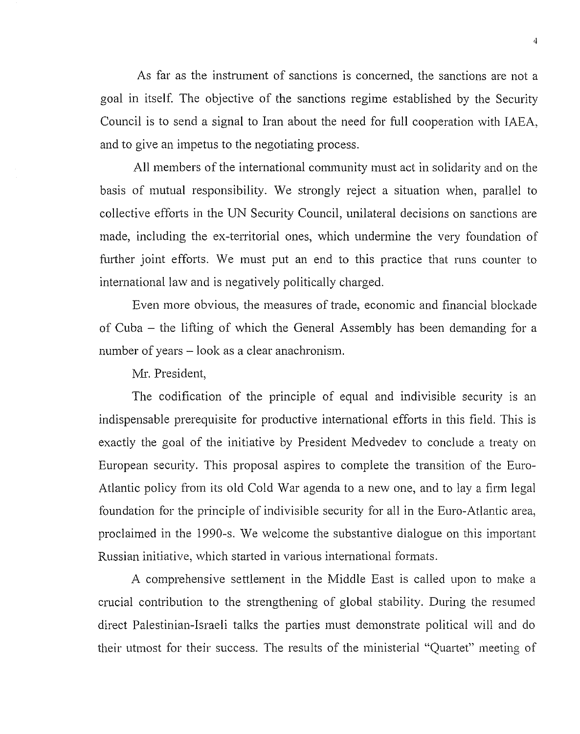As far as the instrument of sanctions is concerned, the sanctions are not a goal in itself. The objective of the sanctions regime established by the Security Council is to send a signal to Iran about the need for full cooperation with IAEA, and to give an impetus to the negotiating process.

All members of the international community must act in solidarity and on the basis of mutual responsibility. We strongly reject a situation when, parallel to collective efforts in the UN Security Council, unilateral decisions on sanctions are made, including the ex-territorial ones, which undermine the very foundation of further joint efforts. We must put an end to this practice that runs counter to international law and is negatively politically charged.

Even more obvious, the measures of trade, economic and financial blockade of Cuba – the lifting of which the General Assembly has been demanding for a number of years – look as a clear anachronism.

Mr. President,

The codification of the principle of equal and indivisible security is an indispensable prerequisite for productive international efforts in this field. This is exactly the goal of the initiative by President Medvedev to conclude a treaty on European security. This proposal aspires to complete the transition of the Euro-Atlantic policy from its old Cold War agenda to a new one, and to lay a firm legal foundation for the principle of indivisible security for all in the Euro-Atlantic area, proclaimed in the 1990-s. We welcome the substantive dialogue on this important Russian initiative, which started in various international formats.

A comprehensive settlement in the Middle East is called upon to make a crucial contribution to the strengthening of global stability. During the resumed direct Palestinian-Israeli talks the parties must demonstrate political will and do their utmost for their success. The results of the ministerial "Quartet" meeting of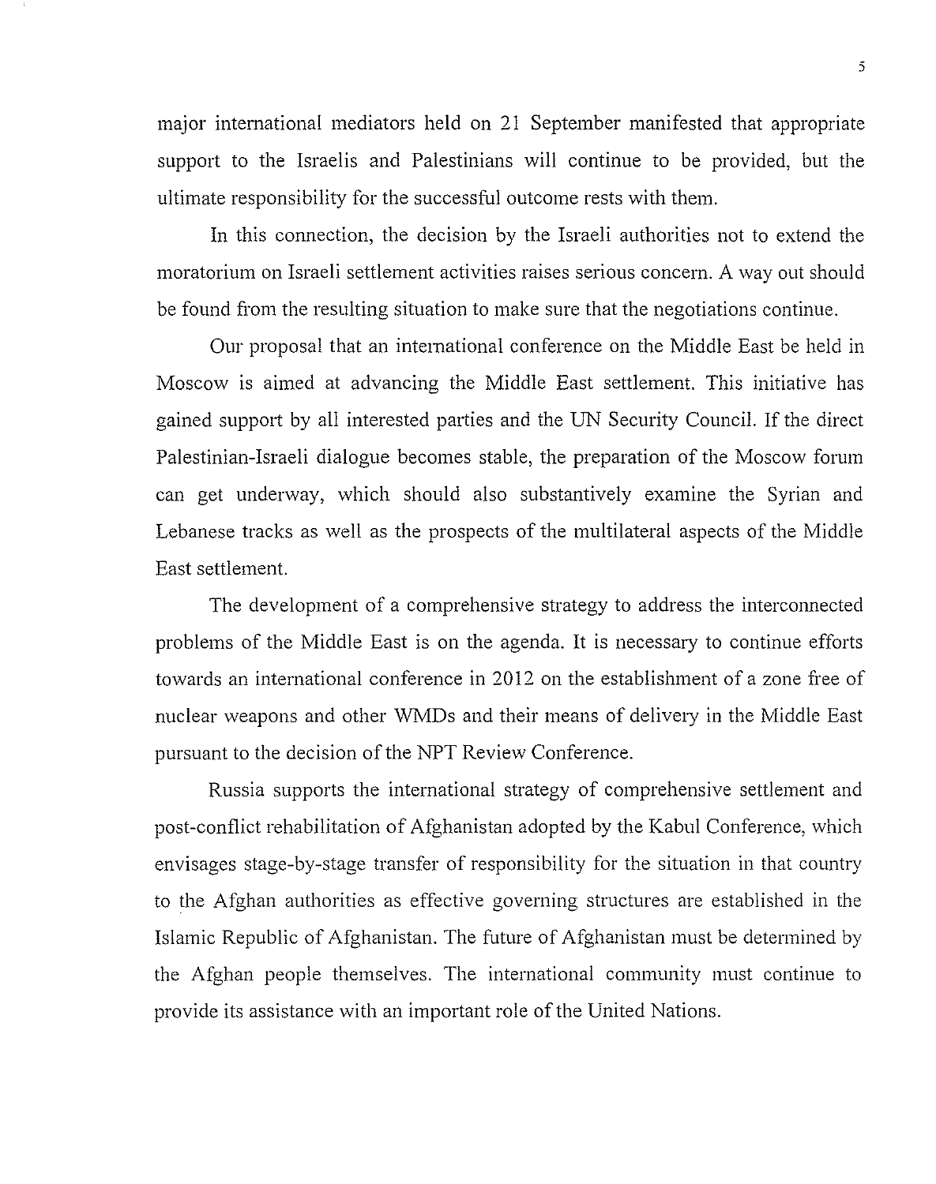major international mediators held on 21 September manifested that appropriate support to the Israelis and Palestinians will continue to be provided, but the ultimate responsibility for the successful outcome rests with them.

In this connection, the decision by the Israeli authorities not to extend the moratorium on Israeli settlement activities raises serious concern. A way out should be found from the resulting situation to make sure that the negotiations continue.

Our proposal that an international conference on the Middle East be held in Moscow is aimed at advancing the Middle East settlement. This initiative has gained support by all interested parties and the UN Security Council. If the direct Palestinian-Israeli dialogue becomes stable, the preparation of the Moscow forum can get underway, which should also substantively examine the Syrian and Lebanese tracks as well as the prospects of the multilateral aspects of the Middle East settlement.

The development of a comprehensive strategy to address the interconnected problems of the Middle East is on the agenda. It is necessary to continue efforts towards an international conference in 2012 on the establishment of a zone free of nuclear weapons and other WMDs and their means of delivery in the Middle East pursuant to the decision of the NPT Review Conference.

Russia supports the international strategy of comprehensive settlement and post-conflict rehabilitation of Afghanistan adopted by the Kabul Conference, which envisages stage-by-stage transfer of responsibility for the situation in that country to the Afghan authorities as effective governing structures are established in the Islamic Republic of Afghanistan. The future of Afghanistan must be determined by the Afghan people themselves. The international community must continue to provide its assistance with an important role of the United Nations.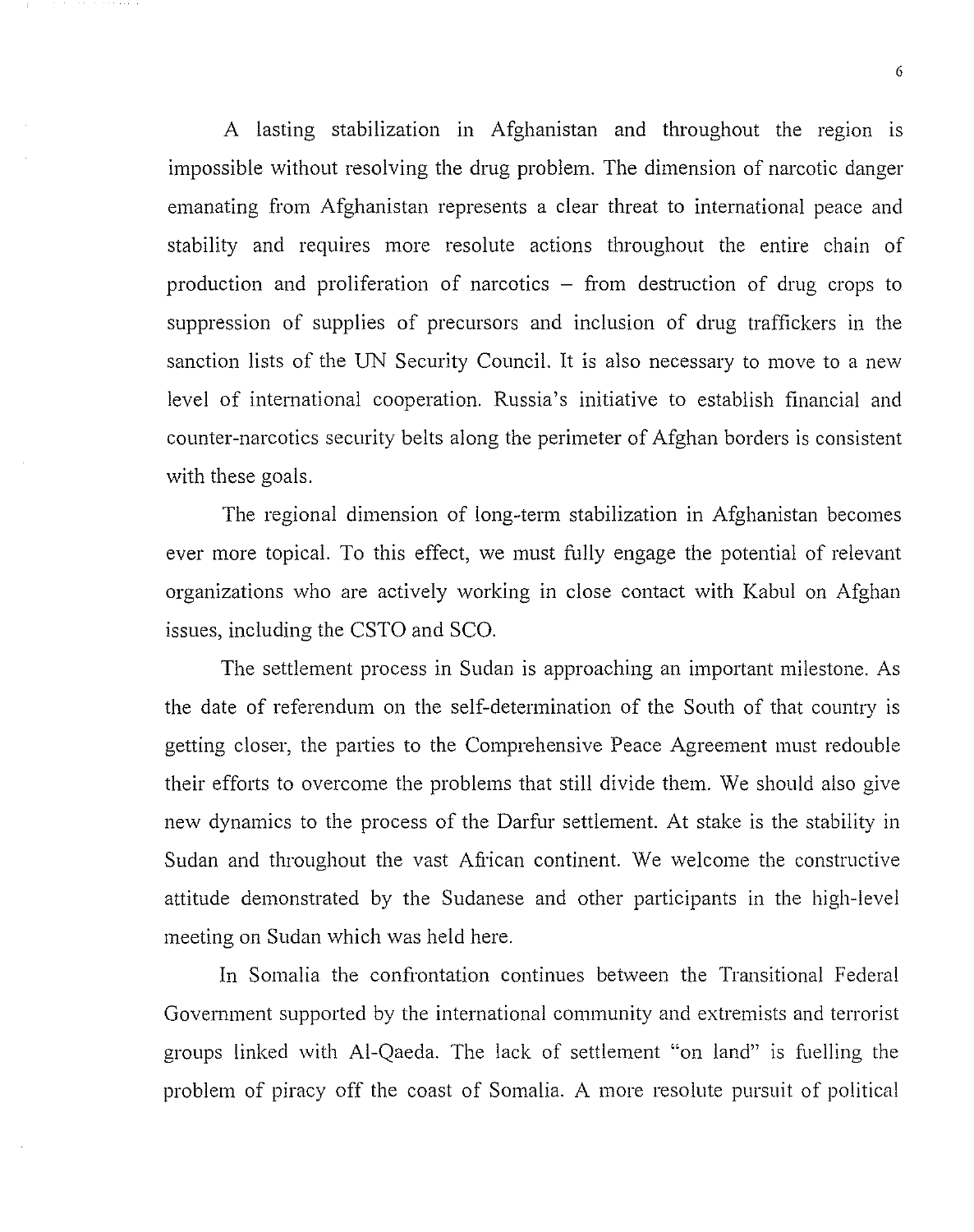A lasting stabilization in Afghanistan and throughout the region is impossible without resolving the drug problem. The dimension of narcotic danger emanating from Afghanistan represents a clear threat to international peace and stability and requires more resolute actions throughout the entire chain of production and proliferation of narcotics – from destruction of drug crops to suppression of supplies of precursors and inclusion of drug traffickers in the sanction lists of the UN Security Council. It is also necessary to move to a new level of international cooperation. Russia's initiative to establish financial and counter-narcotics security belts along the perimeter of Afghan borders is consistent with these goals.

The regional dimension of long-term stabilization in Afghanistan becomes ever more topical. To this effect, we must fully engage the potential of relevant organizations who are actively working in close contact with Kabul on Afghan issues, including the CSTO and SCO.

The settlement process in Sudan is approaching an important milestone. As the date of referendum on the self-determination of the South of that country is getting closer, the parties to the Comprehensive Peace Agreement must redouble their efforts to overcome the problems that still divide them. We should also give new dynamics to the process of the Darfur settlement. At stake is the stability in Sudan and throughout the vast African continent. We welcome the constructive attitude demonstrated by the Sudanese and other participants in the high-level meeting on Sudan which was held here.

In Somalia the confrontation continues between the Transitional Federal Government supported by the international community and extremists and terrorist groups linked with Al-Qaeda. The lack of settlement "on land" is fuelling the problem of piracy off the coast of Somalia. A more resolute pursuit of political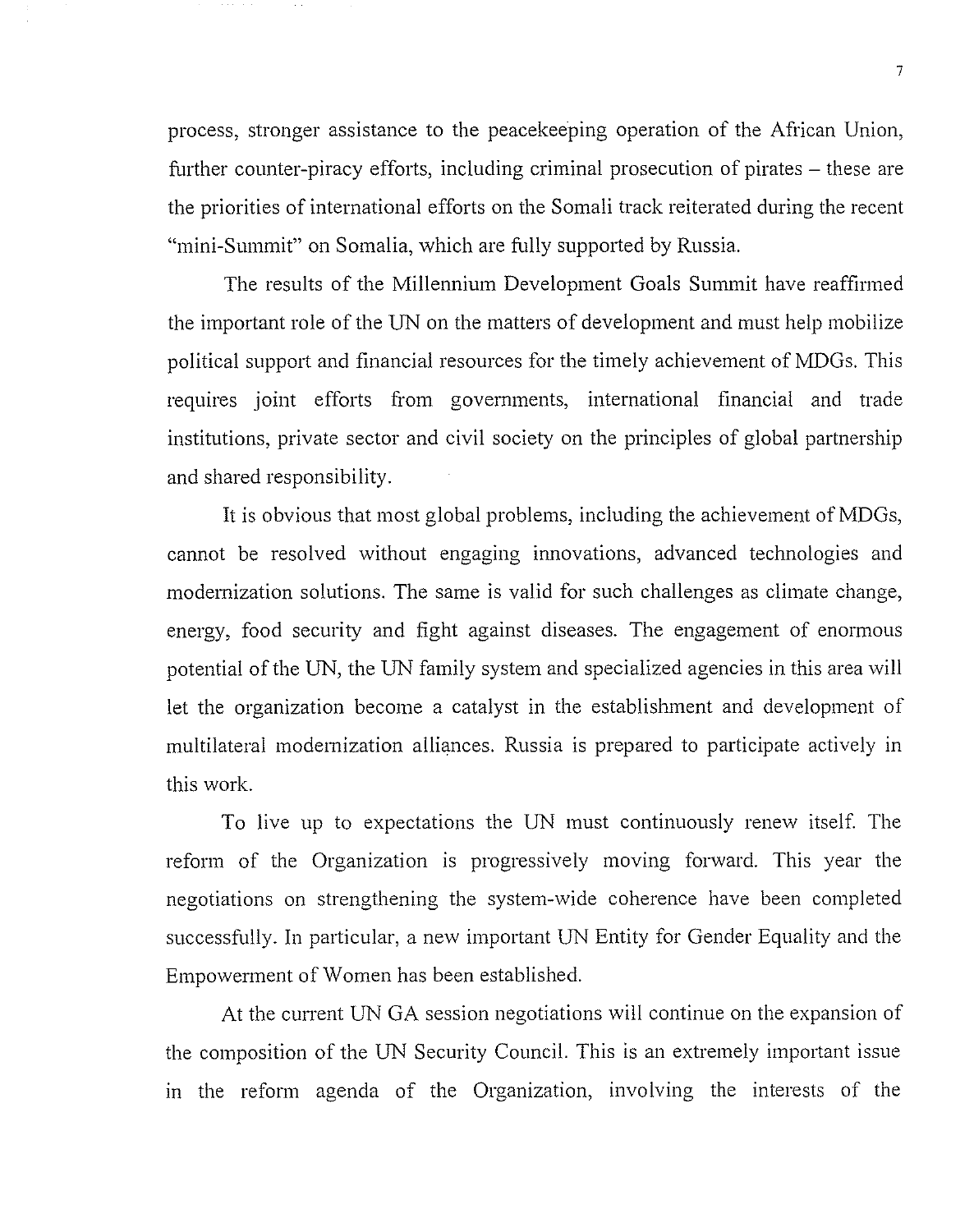process, stronger assistance to the peacekeeping operation of the African Union, further counter-piracy efforts, including criminal prosecution of pirates – these are the priorities of international efforts on the Somali track reiterated during the recent "mini-Summit" on Somalia, which are fully supported by Russia.

The results of the Millennium Development Goals Summit have reaffirmed the important role of the UN on the matters of development and must help mobilize political support and financial resources for the timely achievement of MDGs. This requires joint efforts from governments, international financial and trade institutions, private sector and civil society on the principles of global partnership and shared responsibility.

It is obvious that most global problems, including the achievement of MDGs, cannot be resolved without engaging innovations, advanced technologies and modernization solutions. The same is valid for such challenges as climate change, energy, food security and fight against diseases. The engagement of enormous potential of the UN, the UN family system and specialized agencies in this area will let the organization become a catalyst in the establishment and development of multilateral modernization alliances. Russia is prepared to participate actively in this work.

To live up to expectations the UN must continuously renew itself. The reform of the Organization is progressively moving forward. This year the negotiations on strengthening the system-wide coherence have been completed successfully. In particular, a new important UN Entity for Gender Equality and the Empowerment of Women has been established.

At the current UN GA session negotiations will continue on the expansion of the composition of the UN Security Council. This is an extremely important issue in the reform agenda of the Organization, involving the interests of the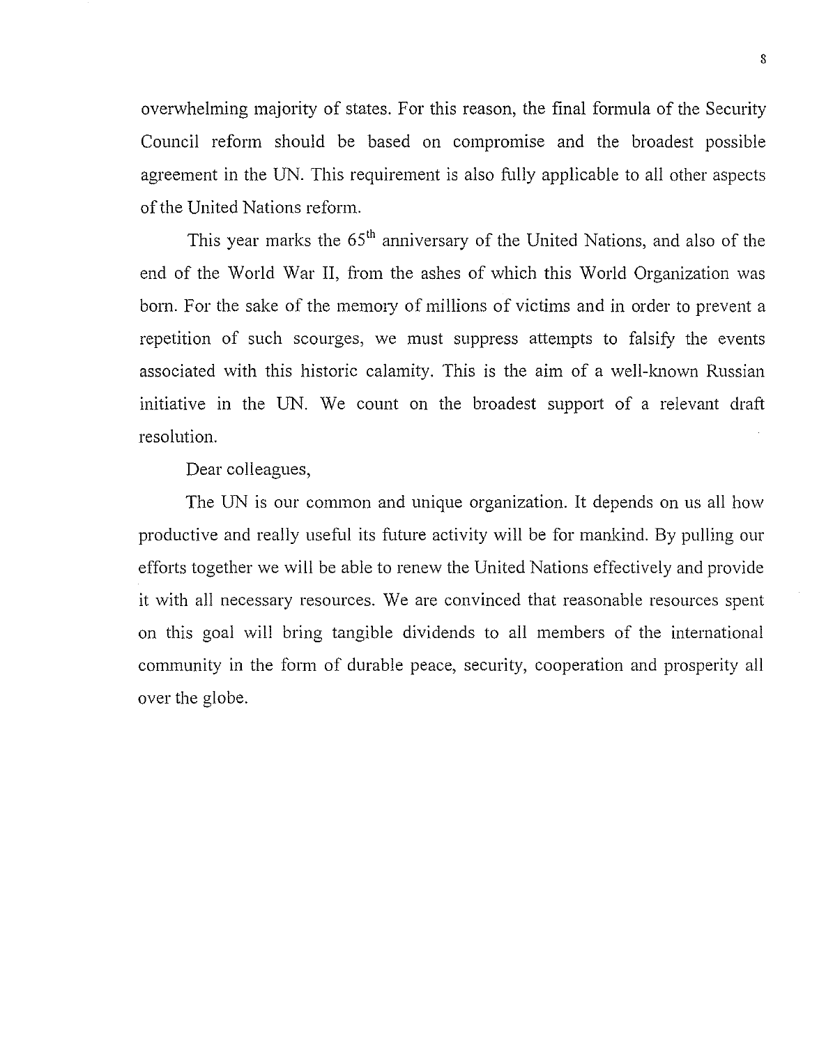overwhelming majority of states. For this reason, the final formula of the Security Council reform should be based on compromise and the broadest possible agreement in the UN. This requirement is also fully applicable to all other aspects of the United Nations reform.

This year marks the 65th anniversary of the United Nations, and also of the end of the World War II, from the ashes of which this World Organization was born. For the sake of the memory of millions of victims and in order to prevent a repetition of such scourges, we must suppress attempts to falsify the events associated with this historic calamity. This is the aim of a well-known Russian initiative in the UN. We count on the broadest support of a relevant draft resolution.

Dear colleagues,

The UN is our common and unique organization. It depends on us all how productive and really useful its future activity will be for mankind. By pulling our efforts together we will be able to renew the United Nations effectively and provide it with all necessary resources. We are convinced that reasonable resources spent on this goal will bring tangible dividends to all members of the international community in the form of durable peace, security, cooperation and prosperity all over the globe.